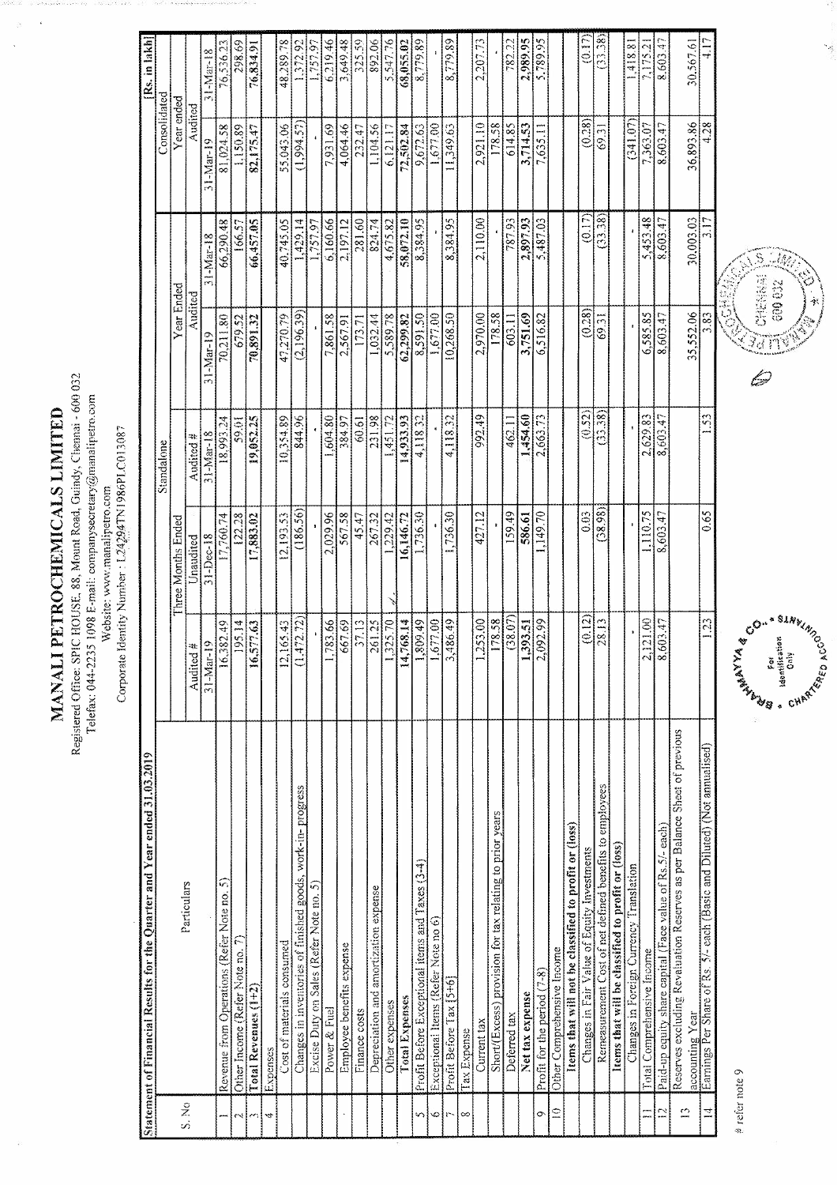# MANALI PETROCHEMICALS LIMITED

Registered Office: SPIC HOUSE, 88, Mount Road, Guindy, Chennai - 600 032
Telefax: 044-2235 1098 E-mail: companysecretary@manalipetro.com
Website: www.manalipetro.com
Corporate Identity Number : L24294TN1986PLC013087

**Statement of Financial Results for the Quarter and Year ended 31.03.2019** [Rs. in lakh]

| S. No | Particulars | Standalone | | | | | Consolidated | |
|---|---|---|---|---|---|---|---|---|
| | | Three Months Ended | | | Year Ended | | Year ended | |
| | | Audited # | Unaudited | Audited # | Audited | | Audited | |
| | | 31-Mar-19 | 31-Dec-18 | 31-Mar-18 | 31-Mar-19 | 31-Mar-18 | 31-Mar-19 | 31-Mar-18 |
| 1 | Revenue from Operations (Refer Note no. 5) | 16,382.49 | 17,760.74 | 18,993.24 | 70,211.80 | 66,290.48 | 81,024.58 | 76,536.23 |
| 2 | Other Income (Refer Note no. 7) | 195.14 | 122.28 | 59.01 | 679.52 | 166.57 | 1,150.89 | 298.69 |
| 3 | **Total Revenues (1+2)** | **16,577.63** | **17,883.02** | **19,052.25** | **70,891.32** | **66,457.05** | **82,175.47** | **76,834.91** |
| 4 | Expenses | | | | | | | |
| | Cost of materials consumed | 12,165.43 | 12,193.53 | 10,354.89 | 47,270.79 | 40,745.05 | 55,043.06 | 48,289.78 |
| | Changes in inventories of finished goods, work-in-progress | (1,472.72) | (186.56) | 844.96 | (2,196.39) | 1,429.14 | (1,994.57) | 1,372.92 |
| | Excise Duty on Sales (Refer Note no. 5) | - | - | - | - | 1,757.97 | - | 1,757.97 |
| | Power & Fuel | 1,783.66 | 2,029.96 | 1,604.80 | 7,861.58 | 6,160.66 | 7,931.69 | 6,219.46 |
| | Employee benefits expense | 667.69 | 567.58 | 384.97 | 2,567.91 | 2,197.12 | 4,064.46 | 3,649.48 |
| | Finance costs | 37.13 | 45.47 | 60.61 | 173.71 | 281.60 | 232.47 | 325.59 |
| | Depreciation and amortization expense | 261.25 | 267.32 | 231.98 | 1,032.44 | 824.74 | 1,104.56 | 892.06 |
| | Other expenses | 1,325.70 | 1,229.42 | 1,451.72 | 5,589.78 | 4,675.82 | 6,121.17 | 5,547.76 |
| | **Total Expenses** | **14,768.14** | **16,146.72** | **14,933.93** | **62,299.82** | **58,072.10** | **72,502.84** | **68,055.02** |
| 5 | Profit Before Exceptional items and Taxes (3-4) | 1,809.49 | 1,736.30 | 4,118.32 | 8,591.50 | 8,384.95 | 9,672.63 | 8,779.89 |
| 6 | Exceptional Items (Refer Note no 6) | 1,677.00 | - | - | 1,677.00 | - | 1,677.00 | - |
| 7 | Profit Before Tax [5+6] | 3,486.49 | 1,736.30 | 4,118.32 | 10,268.50 | 8,384.95 | 11,349.63 | 8,779.89 |
| 8 | Tax Expense | | | | | | | |
| | Current tax | 1,253.00 | 427.12 | 992.49 | 2,970.00 | 2,110.00 | 2,921.10 | 2,207.73 |
| | Short/(Excess) provision for tax relating to prior years | 178.58 | - | - | 178.58 | - | 178.58 | - |
| | Deferred tax | (38.07) | 159.49 | 462.11 | 603.11 | 787.93 | 614.85 | 782.22 |
| | **Net tax expense** | **1,393.51** | **586.61** | **1,454.60** | **3,751.69** | **2,897.93** | **3,714.53** | **2,989.95** |
| 9 | Profit for the period (7-8) | 2,092.99 | 1,149.70 | 2,663.73 | 6,516.82 | 5,487.03 | 7,635.11 | 5,789.95 |
| 10 | Other Comprehensive Income | | | | | | | |
| | **Items that will not be classified to profit or (loss)** | | | | | | | |
| | Changes in Fair Value of Equity Investments | (0.12) | 0.03 | (0.52) | (0.28) | (0.17) | (0.28) | (0.17) |
| | Remeasurement Cost of net defined benefits to employees | 28.13 | (38.98) | (33.38) | 69.31 | (33.38) | 69.31 | (33.38) |
| | **Items that will be classified to profit or (loss)** | | | | | | | |
| | Changes in Foreign Currency Translation | - | - | - | - | - | (341.07) | 1,418.81 |
| 11 | Total Comprehensive Income | 2,121.00 | 1,110.75 | 2,629.83 | 6,585.85 | 5,453.48 | 7,363.07 | 7,175.21 |
| 12 | Paid-up equity share capital (Face value of Rs.5/- each) | 8,603.47 | 8,603.47 | 8,603.47 | 8,603.47 | 8,603.47 | 8,603.47 | 8,603.47 |
| 13 | Reserves excluding Revaluation Reserves as per Balance Sheet of previous accounting Year | | | | 35,552.06 | 30,003.03 | 36,893.86 | 30,567.61 |
| 14 | Earnings Per Share of Rs. 5/- each (Basic and Diluted) (Not annualised) | 1.23 | 0.65 | 1.53 | 3.83 | 3.17 | 4.28 | 4.17 |

# refer note 9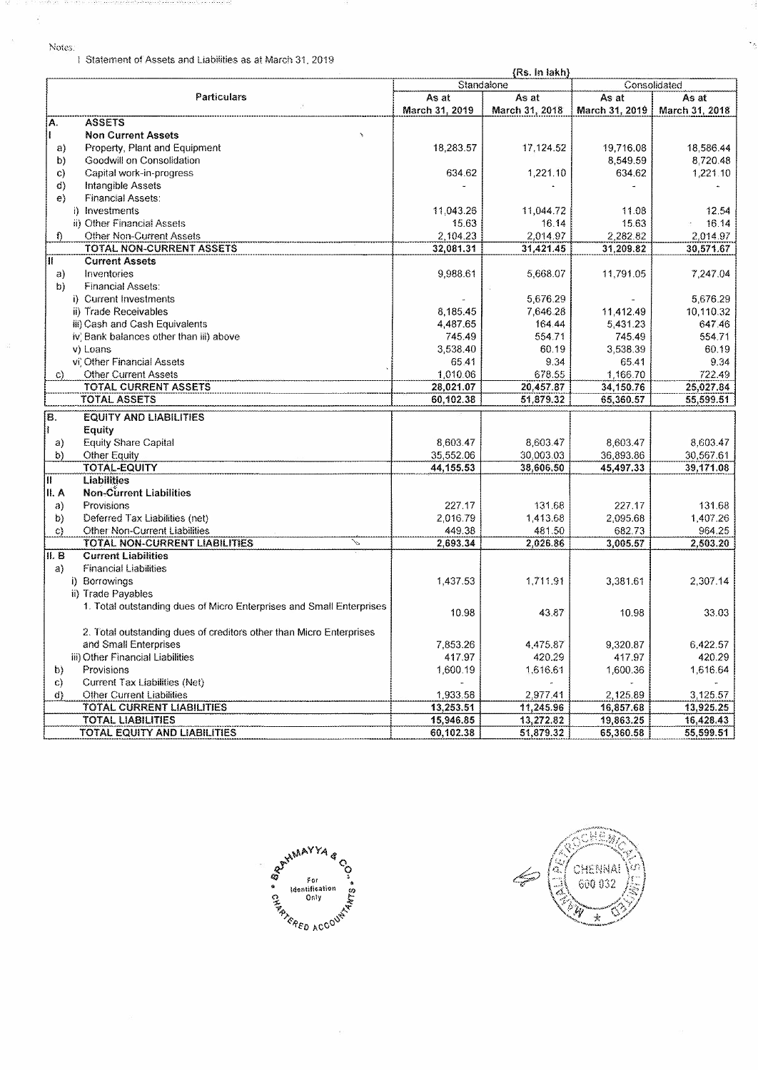Notes:

1 Statement of Assets and Liabilities as at March 31, 2019

(Rs. in lakh)

| | Particulars | Standalone | | Consolidated | |
|---|---|---|---|---|---|
| | | As at March 31, 2019 | As at March 31, 2018 | As at March 31, 2019 | As at March 31, 2018 |
| A. | **ASSETS** | | | | |
| I | **Non Current Assets** | | | | |
| a) | Property, Plant and Equipment | 18,283.57 | 17,124.52 | 19,716.08 | 18,586.44 |
| b) | Goodwill on Consolidation | | | 8,549.59 | 8,720.48 |
| c) | Capital work-in-progress | 634.62 | 1,221.10 | 634.62 | 1,221.10 |
| d) | Intangible Assets | - | - | - | - |
| e) | Financial Assets: | | | | |
| | i) Investments | 11,043.26 | 11,044.72 | 11.08 | 12.54 |
| | ii) Other Financial Assets | 15.63 | 16.14 | 15.63 | 16.14 |
| f) | Other Non-Current Assets | 2,104.23 | 2,014.97 | 2,282.82 | 2,014.97 |
| | **TOTAL NON-CURRENT ASSETS** | **32,081.31** | **31,421.45** | **31,209.82** | **30,571.67** |
| II | **Current Assets** | | | | |
| a) | Inventories | 9,988.61 | 5,668.07 | 11,791.05 | 7,247.04 |
| b) | Financial Assets: | | | | |
| | i) Current Investments | - | 5,676.29 | - | 5,676.29 |
| | ii) Trade Receivables | 8,185.45 | 7,646.28 | 11,412.49 | 10,110.32 |
| | iii) Cash and Cash Equivalents | 4,487.65 | 164.44 | 5,431.23 | 647.46 |
| | iv) Bank balances other than iii) above | 745.49 | 554.71 | 745.49 | 554.71 |
| | v) Loans | 3,538.40 | 60.19 | 3,538.39 | 60.19 |
| | vi) Other Financial Assets | 65.41 | 9.34 | 65.41 | 9.34 |
| c) | Other Current Assets | 1,010.06 | 678.55 | 1,166.70 | 722.49 |
| | **TOTAL CURRENT ASSETS** | **28,021.07** | **20,457.87** | **34,150.76** | **25,027.84** |
| | **TOTAL ASSETS** | **60,102.38** | **51,879.32** | **65,360.57** | **55,599.51** |
| B. | **EQUITY AND LIABILITIES** | | | | |
| I | **Equity** | | | | |
| a) | Equity Share Capital | 8,603.47 | 8,603.47 | 8,603.47 | 8,603.47 |
| b) | Other Equity | 35,552.06 | 30,003.03 | 36,893.86 | 30,567.61 |
| | **TOTAL-EQUITY** | **44,155.53** | **38,606.50** | **45,497.33** | **39,171.08** |
| II | **Liabilities** | | | | |
| II. A | **Non-Current Liabilities** | | | | |
| a) | Provisions | 227.17 | 131.68 | 227.17 | 131.68 |
| b) | Deferred Tax Liabilities (net) | 2,016.79 | 1,413.68 | 2,095.68 | 1,407.26 |
| c) | Other Non-Current Liabilities | 449.38 | 481.50 | 682.73 | 964.25 |
| | **TOTAL NON-CURRENT LIABILITIES** | **2,693.34** | **2,026.86** | **3,005.57** | **2,503.20** |
| II. B | **Current Liabilities** | | | | |
| a) | Financial Liabilities | | | | |
| | i) Borrowings | 1,437.53 | 1,711.91 | 3,381.61 | 2,307.14 |
| | ii) Trade Payables | | | | |
| | 1. Total outstanding dues of Micro Enterprises and Small Enterprises | 10.98 | 43.87 | 10.98 | 33.03 |
| | 2. Total outstanding dues of creditors other than Micro Enterprises and Small Enterprises | 7,853.26 | 4,475.87 | 9,320.87 | 6,422.57 |
| | iii) Other Financial Liabilities | 417.97 | 420.29 | 417.97 | 420.29 |
| b) | Provisions | 1,600.19 | 1,616.61 | 1,600.36 | 1,616.64 |
| c) | Current Tax Liabilities (Net) | - | - | - | - |
| d) | Other Current Liabilities | 1,933.58 | 2,977.41 | 2,125.89 | 3,125.57 |
| | **TOTAL CURRENT LIABILITIES** | **13,253.51** | **11,245.96** | **16,857.68** | **13,925.25** |
| | **TOTAL LIABILITIES** | **15,946.85** | **13,272.82** | **19,863.25** | **16,428.43** |
| | **TOTAL EQUITY AND LIABILITIES** | **60,102.38** | **51,879.32** | **65,360.58** | **55,599.51** |

BRAHMAYYA & CO. Chartered Accountants — For Identification Only

Manali Petrochemicals Limited, Chennai 600 032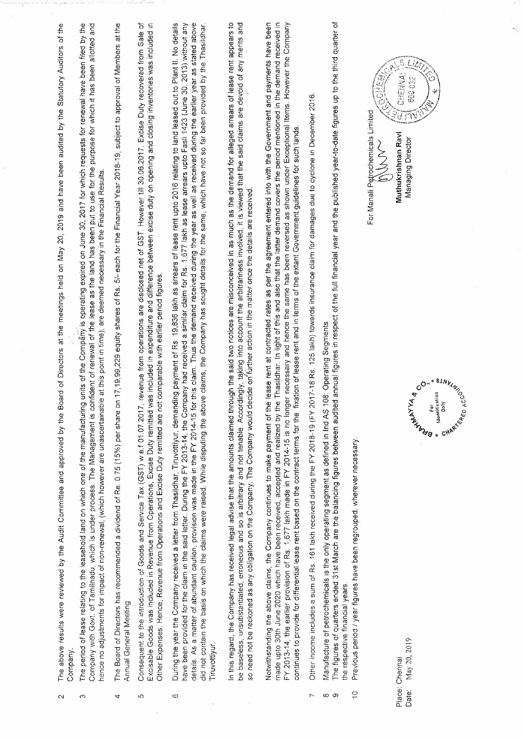2. The above results were reviewed by the Audit Committee and approved by the Board of Directors at the meetings held on May 20, 2019 and have been audited by the Statutory Auditors of the Company.

3. The period of lease relating to the leasehold land on which one of the manufacturing units of the Company is operating expired on June 30, 2017 for which requests for renewal have been filed by the Company with Govt. of Tamilnadu, which is under process. The Management is confident of renewal of the lease as the land has been put to use for the purpose for which it has been allotted and hence no adjustments for impact of non-renewal, (which however are unascertainable at this point in time), are deemed necessary in the Financial Results.

4. The Board of Directors has recommended a dividend of Re. 0.75 (15%) per share on 17,19,99,229 equity shares of Rs. 5/- each for the Financial Year 2018-19, subject to approval of Members at the Annual General Meeting.

5. Consequent to the introduction of Goods and Service Tax (GST) w.e.f 01.07.2017, revenue from operations are disclosed net of GST. However till 30.06.2017, Excise Duty recovered from Sale of Excisable Goods was included in Revenue from Operations, Excise Duty remitted was included in expenditure and difference between excise duty on opening and closing inventories was included in Other Expenses. Hence, Revenue from Operations and Excise Duty remitted are not comparable with earlier period figures.

6. During the year the Company received a letter from Thasildhar, Tiruvottiyur, demanding payment of Rs. 19,836 lakh as arrears of lease rent upto 2016 relating to land leased out to Plant II. No details have been provided for the claim in the said letter. During the FY 2013-14, the Company had received a similar claim for Rs. 1,677 lakh as lease arrears upto Fasli 1423 (June 30, 2013) without any details. As a matter of abundant caution, provision was made in the FY 2014-15 for this claim. Thus the demand received during the year as well as received during the earlier year as stated above did not contain the basis on which the claims were raised. While disputing the above claims, the Company has sought details for the same, which have not so far been provided by the Thasildhar, Tiruvottiyur.

   In this regard, the Company has received legal advise that the amounts claimed through the said two notices are misconceived in as much as the demand for alleged arrears of lease rent appears to be baseless, unsubstantiated, erroneous and so is arbitrary and not tenable. Accordingly, taking into account the arbitrariness involved, it is viewed that the said claims are devoid of any merits and so need not be reckoned as any obligation on the Company. The Company would decide on further action in the matter once the details are received.

   Notwithstanding the above claims, the Company continues to make payment of the lease rent at contracted rates as per the agreement entered into with the Government and payments have been made upto 30th June 2020 which have been received, accepted and realized by the Thasildhar. In light of this and also that the latter demand covers the period mentioned in the demand received in FY 2013-14, the earlier provision of Rs. 1,677 lakh made in FY 2014-15 is no longer necessary and hence the same has been reversed as shown under Exceptional Items. However the Company continues to provide for differential lease rent based on the contract terms for the fixation of lease rent and in terms of the extant Government guidelines for such lands.

7. Other income includes a sum of Rs. 161 lakh received during the FY 2018-19 (FY 2017-18 Rs. 125 lakh) towards insurance claim for damages due to cyclone in December 2016.

8. Manufacture of petrochemicals is the only operating segment as defined in Ind AS 108: Operating Segments

9. The figures of quarters ended 31st March are the balancing figures between audited annual figures in respect of the full financial year and the published year-to-date figures up to the third quarter of the respective financial years.

10. Previous period / year figures have been regrouped, wherever necessary.

Place: Chennai
Date: May 20, 2019

For Manali Petrochemicals Limited

**Muthukrishnan Ravi**
Managing Director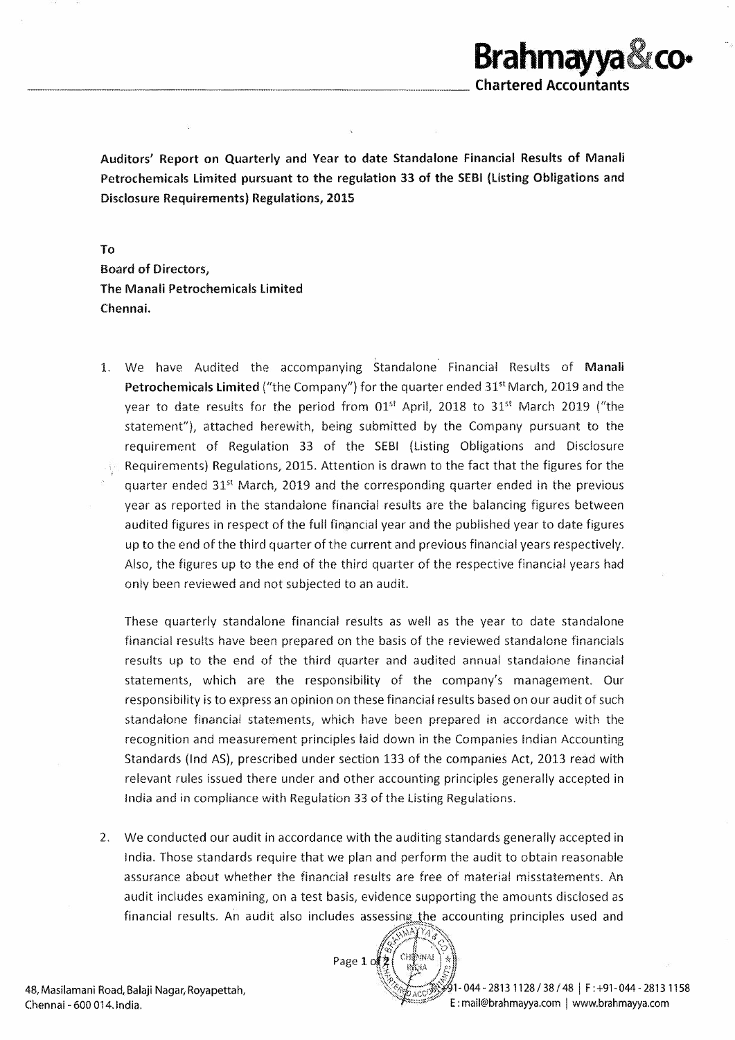**Brahmayya&co.**
**Chartered Accountants**

**Auditors' Report on Quarterly and Year to date Standalone Financial Results of Manali Petrochemicals Limited pursuant to the regulation 33 of the SEBI (Listing Obligations and Disclosure Requirements) Regulations, 2015**

**To**
**Board of Directors,**
**The Manali Petrochemicals Limited**
**Chennai.**

1. We have Audited the accompanying Standalone Financial Results of **Manali Petrochemicals Limited** ("the Company") for the quarter ended 31st March, 2019 and the year to date results for the period from 01st April, 2018 to 31st March 2019 ("the statement"), attached herewith, being submitted by the Company pursuant to the requirement of Regulation 33 of the SEBI (Listing Obligations and Disclosure Requirements) Regulations, 2015. Attention is drawn to the fact that the figures for the quarter ended 31st March, 2019 and the corresponding quarter ended in the previous year as reported in the standalone financial results are the balancing figures between audited figures in respect of the full financial year and the published year to date figures up to the end of the third quarter of the current and previous financial years respectively. Also, the figures up to the end of the third quarter of the respective financial years had only been reviewed and not subjected to an audit.

   These quarterly standalone financial results as well as the year to date standalone financial results have been prepared on the basis of the reviewed standalone financials results up to the end of the third quarter and audited annual standalone financial statements, which are the responsibility of the company's management. Our responsibility is to express an opinion on these financial results based on our audit of such standalone financial statements, which have been prepared in accordance with the recognition and measurement principles laid down in the Companies Indian Accounting Standards (Ind AS), prescribed under section 133 of the companies Act, 2013 read with relevant rules issued there under and other accounting principles generally accepted in India and in compliance with Regulation 33 of the Listing Regulations.

2. We conducted our audit in accordance with the auditing standards generally accepted in India. Those standards require that we plan and perform the audit to obtain reasonable assurance about whether the financial results are free of material misstatements. An audit includes examining, on a test basis, evidence supporting the amounts disclosed as financial results. An audit also includes assessing the accounting principles used and

48, Masilamani Road, Balaji Nagar, Royapettah,
Chennai - 600 014. India.

91-044-2813 1128 / 38 / 48 | F: +91-044-2813 1158
E: mail@brahmayya.com | www.brahmayya.com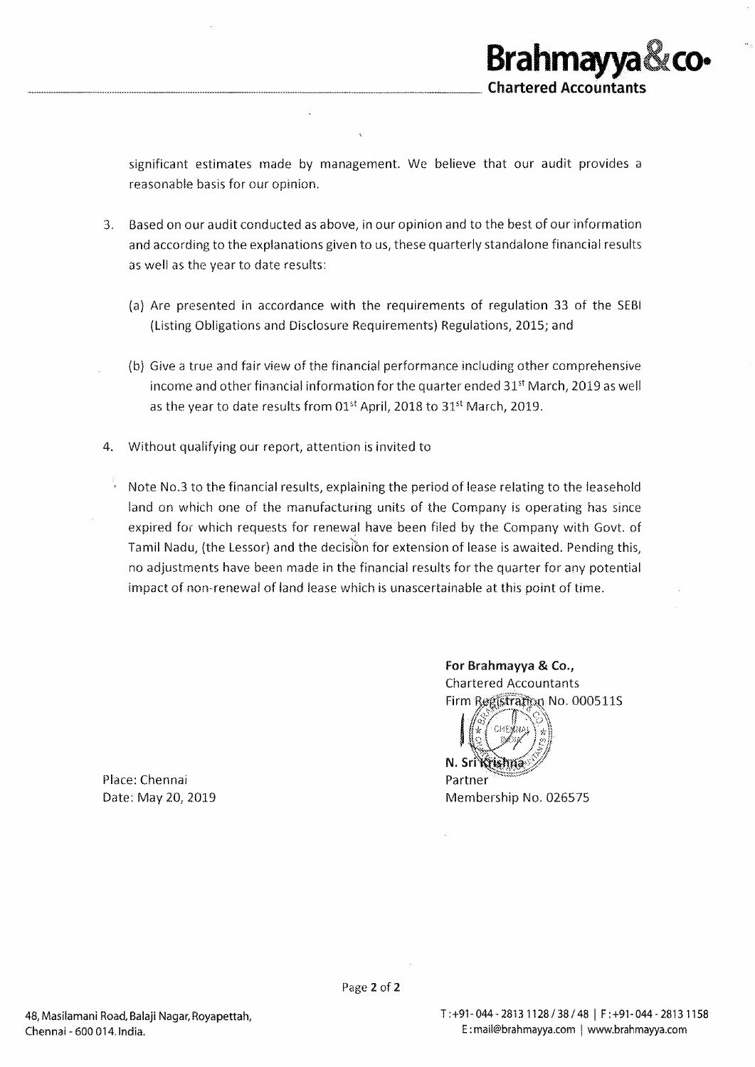significant estimates made by management. We believe that our audit provides a reasonable basis for our opinion.

3. Based on our audit conducted as above, in our opinion and to the best of our information and according to the explanations given to us, these quarterly standalone financial results as well as the year to date results:

   (a) Are presented in accordance with the requirements of regulation 33 of the SEBI (Listing Obligations and Disclosure Requirements) Regulations, 2015; and

   (b) Give a true and fair view of the financial performance including other comprehensive income and other financial information for the quarter ended 31st March, 2019 as well as the year to date results from 01st April, 2018 to 31st March, 2019.

4. Without qualifying our report, attention is invited to

   Note No.3 to the financial results, explaining the period of lease relating to the leasehold land on which one of the manufacturing units of the Company is operating has since expired for which requests for renewal have been filed by the Company with Govt. of Tamil Nadu, (the Lessor) and the decision for extension of lease is awaited. Pending this, no adjustments have been made in the financial results for the quarter for any potential impact of non-renewal of land lease which is unascertainable at this point of time.

**For Brahmayya & Co.,**
Chartered Accountants
Firm Registration No. 000511S

N. Sri Krishna
Partner
Membership No. 026575

Place: Chennai
Date: May 20, 2019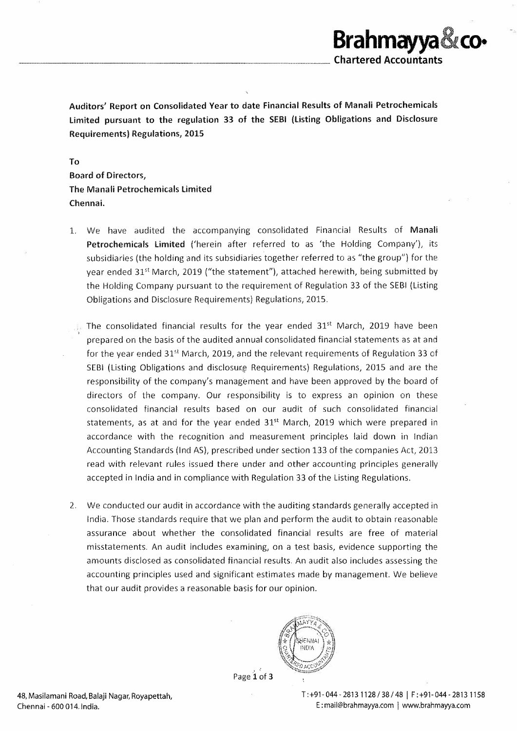**Auditors' Report on Consolidated Year to date Financial Results of Manali Petrochemicals Limited pursuant to the regulation 33 of the SEBI (Listing Obligations and Disclosure Requirements) Regulations, 2015**

**To**
**Board of Directors,**
**The Manali Petrochemicals Limited**
**Chennai.**

1. We have audited the accompanying consolidated Financial Results of **Manali Petrochemicals Limited** ('herein after referred to as 'the Holding Company'), its subsidiaries (the holding and its subsidiaries together referred to as "the group") for the year ended 31st March, 2019 ("the statement"), attached herewith, being submitted by the Holding Company pursuant to the requirement of Regulation 33 of the SEBI (Listing Obligations and Disclosure Requirements) Regulations, 2015.

   The consolidated financial results for the year ended 31st March, 2019 have been prepared on the basis of the audited annual consolidated financial statements as at and for the year ended 31st March, 2019, and the relevant requirements of Regulation 33 of SEBI (Listing Obligations and disclosure Requirements) Regulations, 2015 and are the responsibility of the company's management and have been approved by the board of directors of the company. Our responsibility is to express an opinion on these consolidated financial results based on our audit of such consolidated financial statements, as at and for the year ended 31st March, 2019 which were prepared in accordance with the recognition and measurement principles laid down in Indian Accounting Standards (Ind AS), prescribed under section 133 of the companies Act, 2013 read with relevant rules issued there under and other accounting principles generally accepted in India and in compliance with Regulation 33 of the Listing Regulations.

2. We conducted our audit in accordance with the auditing standards generally accepted in India. Those standards require that we plan and perform the audit to obtain reasonable assurance about whether the consolidated financial results are free of material misstatements. An audit includes examining, on a test basis, evidence supporting the amounts disclosed as consolidated financial results. An audit also includes assessing the accounting principles used and significant estimates made by management. We believe that our audit provides a reasonable basis for our opinion.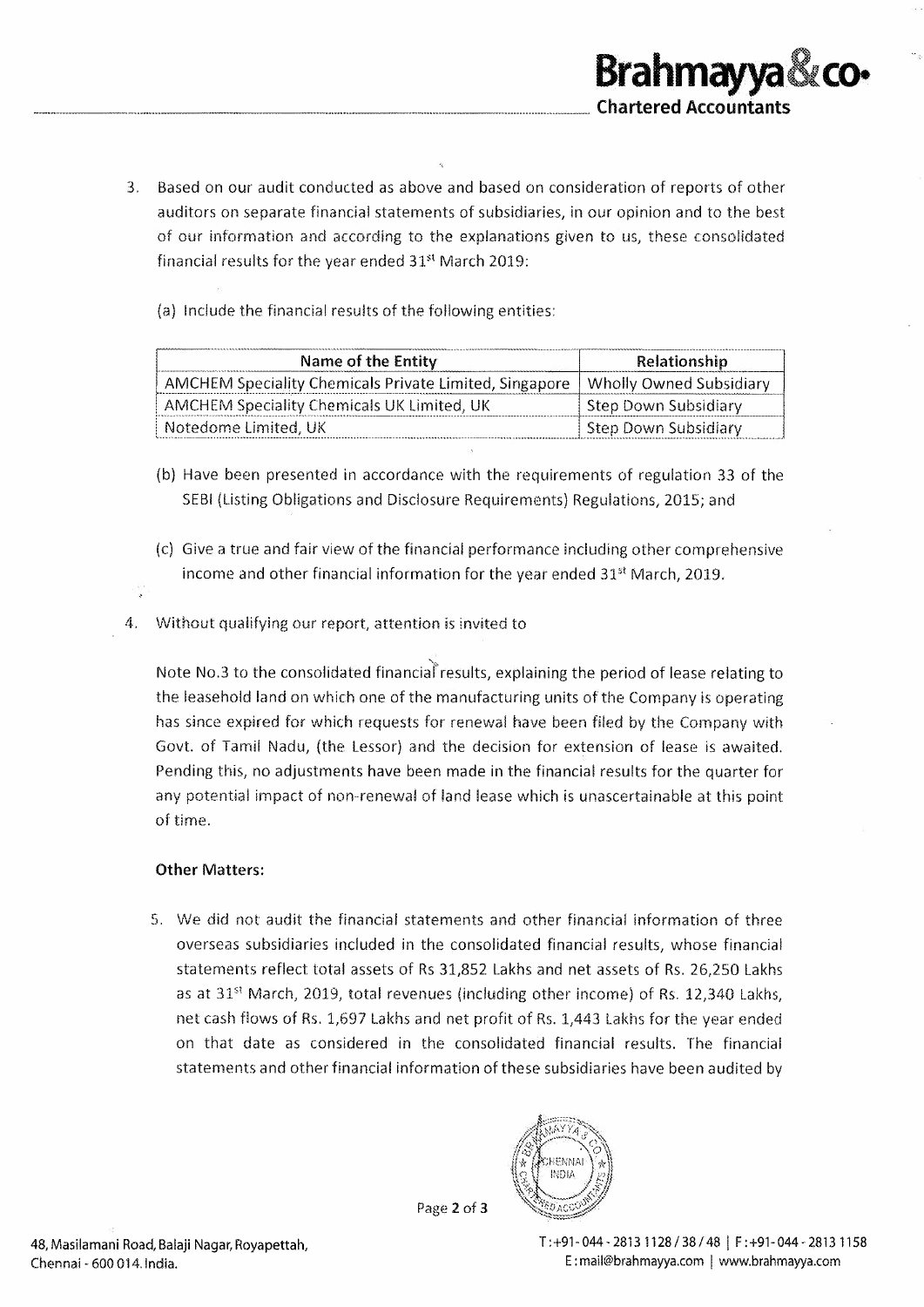3. Based on our audit conducted as above and based on consideration of reports of other auditors on separate financial statements of subsidiaries, in our opinion and to the best of our information and according to the explanations given to us, these consolidated financial results for the year ended 31st March 2019:

   (a) Include the financial results of the following entities:

   | Name of the Entity | Relationship |
   |---|---|
   | AMCHEM Speciality Chemicals Private Limited, Singapore | Wholly Owned Subsidiary |
   | AMCHEM Speciality Chemicals UK Limited, UK | Step Down Subsidiary |
   | Notedome Limited, UK | Step Down Subsidiary |

   (b) Have been presented in accordance with the requirements of regulation 33 of the SEBI (Listing Obligations and Disclosure Requirements) Regulations, 2015; and

   (c) Give a true and fair view of the financial performance including other comprehensive income and other financial information for the year ended 31st March, 2019.

4. Without qualifying our report, attention is invited to

   Note No.3 to the consolidated financial results, explaining the period of lease relating to the leasehold land on which one of the manufacturing units of the Company is operating has since expired for which requests for renewal have been filed by the Company with Govt. of Tamil Nadu, (the Lessor) and the decision for extension of lease is awaited. Pending this, no adjustments have been made in the financial results for the quarter for any potential impact of non-renewal of land lease which is unascertainable at this point of time.

**Other Matters:**

5. We did not audit the financial statements and other financial information of three overseas subsidiaries included in the consolidated financial results, whose financial statements reflect total assets of Rs 31,852 Lakhs and net assets of Rs. 26,250 Lakhs as at 31st March, 2019, total revenues (including other income) of Rs. 12,340 Lakhs, net cash flows of Rs. 1,697 Lakhs and net profit of Rs. 1,443 Lakhs for the year ended on that date as considered in the consolidated financial results. The financial statements and other financial information of these subsidiaries have been audited by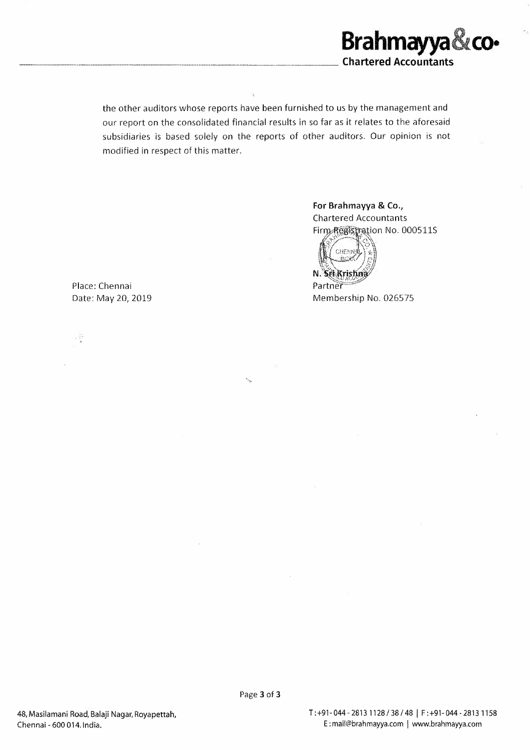the other auditors whose reports have been furnished to us by the management and our report on the consolidated financial results in so far as it relates to the aforesaid subsidiaries is based solely on the reports of other auditors. Our opinion is not modified in respect of this matter.

**For Brahmayya & Co.,**
Chartered Accountants
Firm Registration No. 000511S

N. Sri Krishna
Partner
Membership No. 026575

Place: Chennai
Date: May 20, 2019